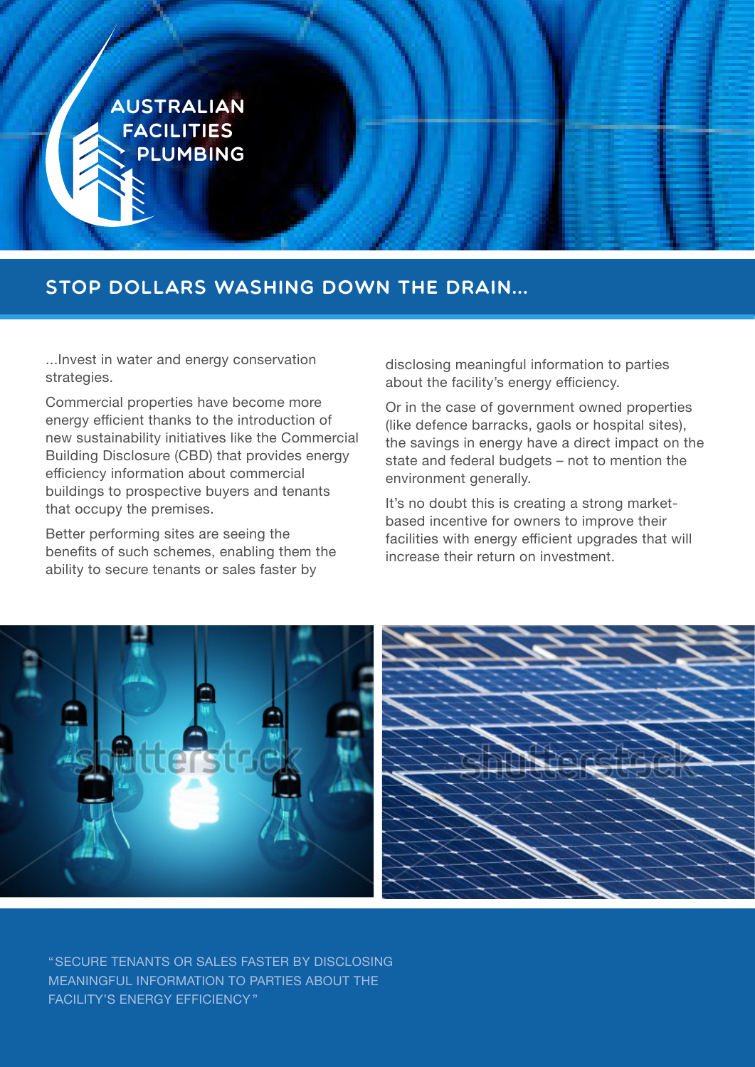AUSTRALIAN FACILITIES PLUMBING

## STOP DOLLARS WASHING DOWN THE DRAIN...

...Invest in water and energy conservation strategies.

Commercial properties have become more energy efficient thanks to the introduction of new sustainability initiatives like the Commercial Building Disclosure (CBD) that provides energy efficiency information about commercial buildings to prospective buyers and tenants that occupy the premises.

Better performing sites are seeing the benefits of such schemes, enabling them the ability to secure tenants or sales faster by disclosing meaningful information to parties about the facility's energy efficiency.

Or in the case of government owned properties (like defence barracks, gaols or hospital sites), the savings in energy have a direct impact on the state and federal budgets – not to mention the environment generally.

It's no doubt this is creating a strong market-based incentive for owners to improve their facilities with energy efficient upgrades that will increase their return on investment.

"SECURE TENANTS OR SALES FASTER BY DISCLOSING MEANINGFUL INFORMATION TO PARTIES ABOUT THE FACILITY'S ENERGY EFFICIENCY"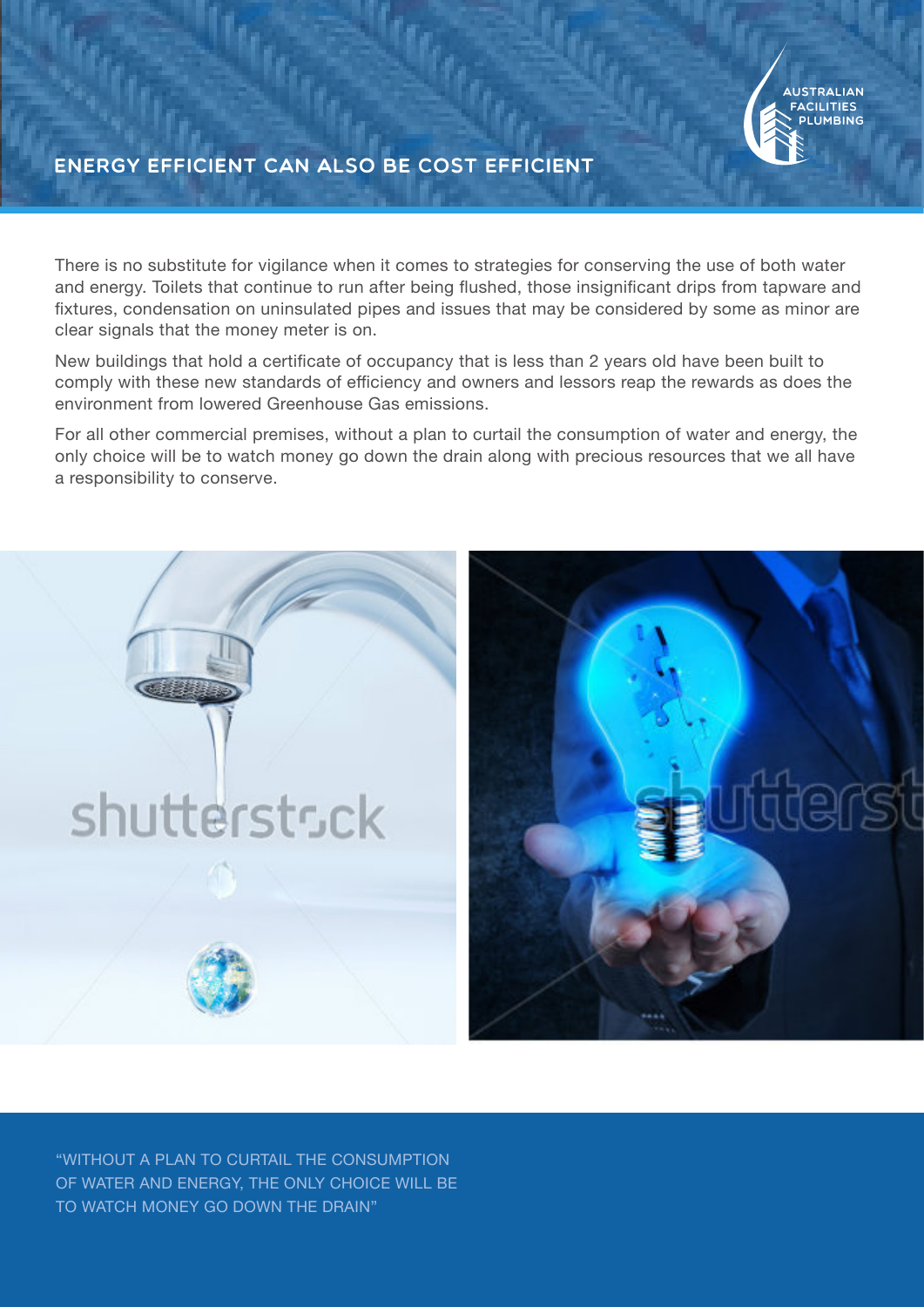## ENERGY EFFICIENT CAN ALSO BE COST EFFICIENT

There is no substitute for vigilance when it comes to strategies for conserving the use of both water and energy. Toilets that continue to run after being flushed, those insignificant drips from tapware and fixtures, condensation on uninsulated pipes and issues that may be considered by some as minor are clear signals that the money meter is on.

New buildings that hold a certificate of occupancy that is less than 2 years old have been built to comply with these new standards of efficiency and owners and lessors reap the rewards as does the environment from lowered Greenhouse Gas emissions.

For all other commercial premises, without a plan to curtail the consumption of water and energy, the only choice will be to watch money go down the drain along with precious resources that we all have a responsibility to conserve.

"WITHOUT A PLAN TO CURTAIL THE CONSUMPTION OF WATER AND ENERGY, THE ONLY CHOICE WILL BE TO WATCH MONEY GO DOWN THE DRAIN"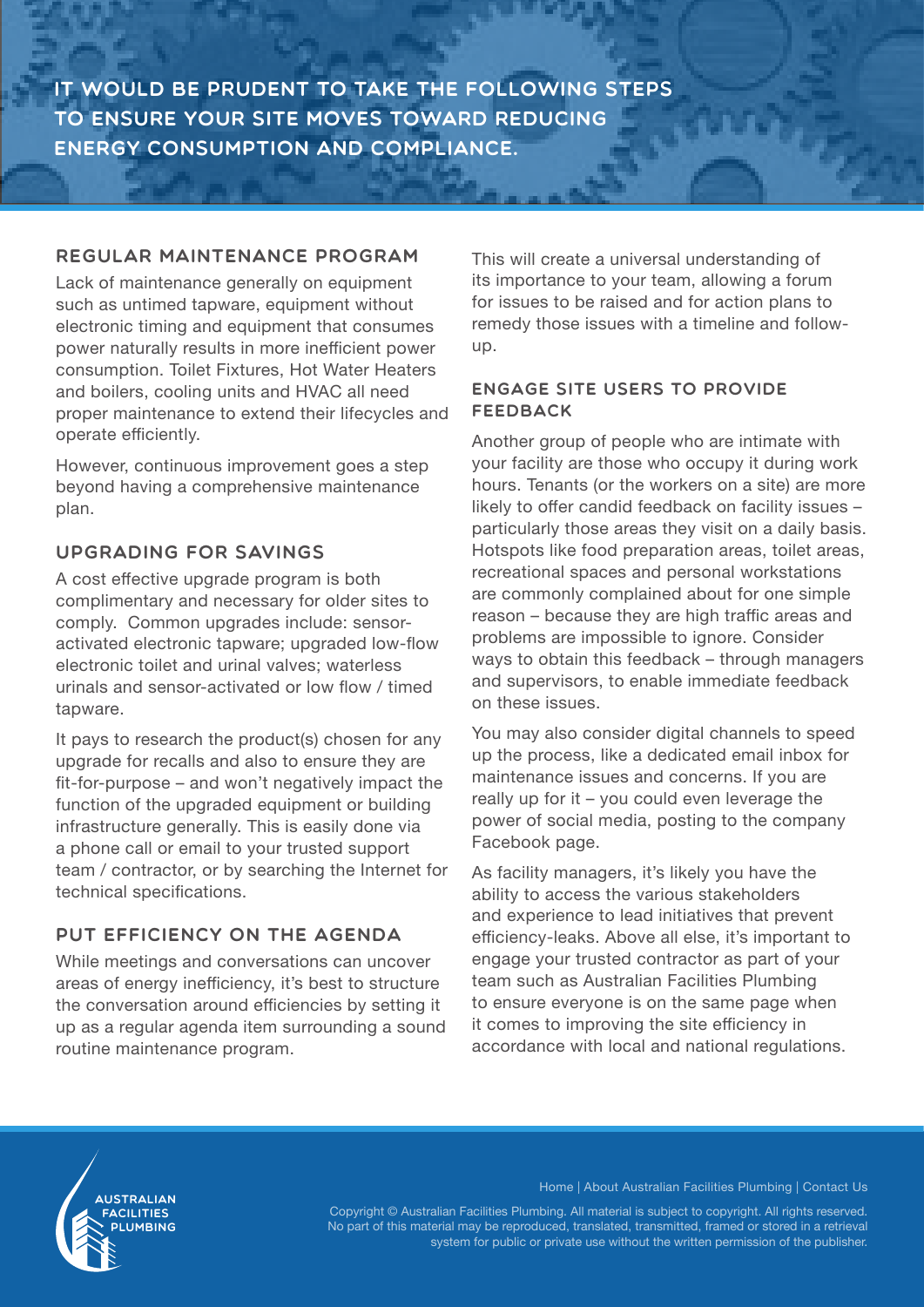## IT WOULD BE PRUDENT TO TAKE THE FOLLOWING STEPS TO ENSURE YOUR SITE MOVES TOWARD REDUCING ENERGY CONSUMPTION AND COMPLIANCE.

### REGULAR MAINTENANCE PROGRAM

Lack of maintenance generally on equipment such as untimed tapware, equipment without electronic timing and equipment that consumes power naturally results in more inefficient power consumption. Toilet Fixtures, Hot Water Heaters and boilers, cooling units and HVAC all need proper maintenance to extend their lifecycles and operate efficiently.

However, continuous improvement goes a step beyond having a comprehensive maintenance plan.

### UPGRADING FOR SAVINGS

A cost effective upgrade program is both complimentary and necessary for older sites to comply. Common upgrades include: sensor-activated electronic tapware; upgraded low-flow electronic toilet and urinal valves; waterless urinals and sensor-activated or low flow / timed tapware.

It pays to research the product(s) chosen for any upgrade for recalls and also to ensure they are fit-for-purpose – and won't negatively impact the function of the upgraded equipment or building infrastructure generally. This is easily done via a phone call or email to your trusted support team / contractor, or by searching the Internet for technical specifications.

### PUT EFFICIENCY ON THE AGENDA

While meetings and conversations can uncover areas of energy inefficiency, it's best to structure the conversation around efficiencies by setting it up as a regular agenda item surrounding a sound routine maintenance program.

This will create a universal understanding of its importance to your team, allowing a forum for issues to be raised and for action plans to remedy those issues with a timeline and follow-up.

### ENGAGE SITE USERS TO PROVIDE FEEDBACK

Another group of people who are intimate with your facility are those who occupy it during work hours. Tenants (or the workers on a site) are more likely to offer candid feedback on facility issues – particularly those areas they visit on a daily basis. Hotspots like food preparation areas, toilet areas, recreational spaces and personal workstations are commonly complained about for one simple reason – because they are high traffic areas and problems are impossible to ignore. Consider ways to obtain this feedback – through managers and supervisors, to enable immediate feedback on these issues.

You may also consider digital channels to speed up the process, like a dedicated email inbox for maintenance issues and concerns. If you are really up for it – you could even leverage the power of social media, posting to the company Facebook page.

As facility managers, it's likely you have the ability to access the various stakeholders and experience to lead initiatives that prevent efficiency-leaks. Above all else, it's important to engage your trusted contractor as part of your team such as Australian Facilities Plumbing to ensure everyone is on the same page when it comes to improving the site efficiency in accordance with local and national regulations.

AUSTRALIAN FACILITIES PLUMBING

Home | About Australian Facilities Plumbing | Contact Us

Copyright © Australian Facilities Plumbing. All material is subject to copyright. All rights reserved. No part of this material may be reproduced, translated, transmitted, framed or stored in a retrieval system for public or private use without the written permission of the publisher.